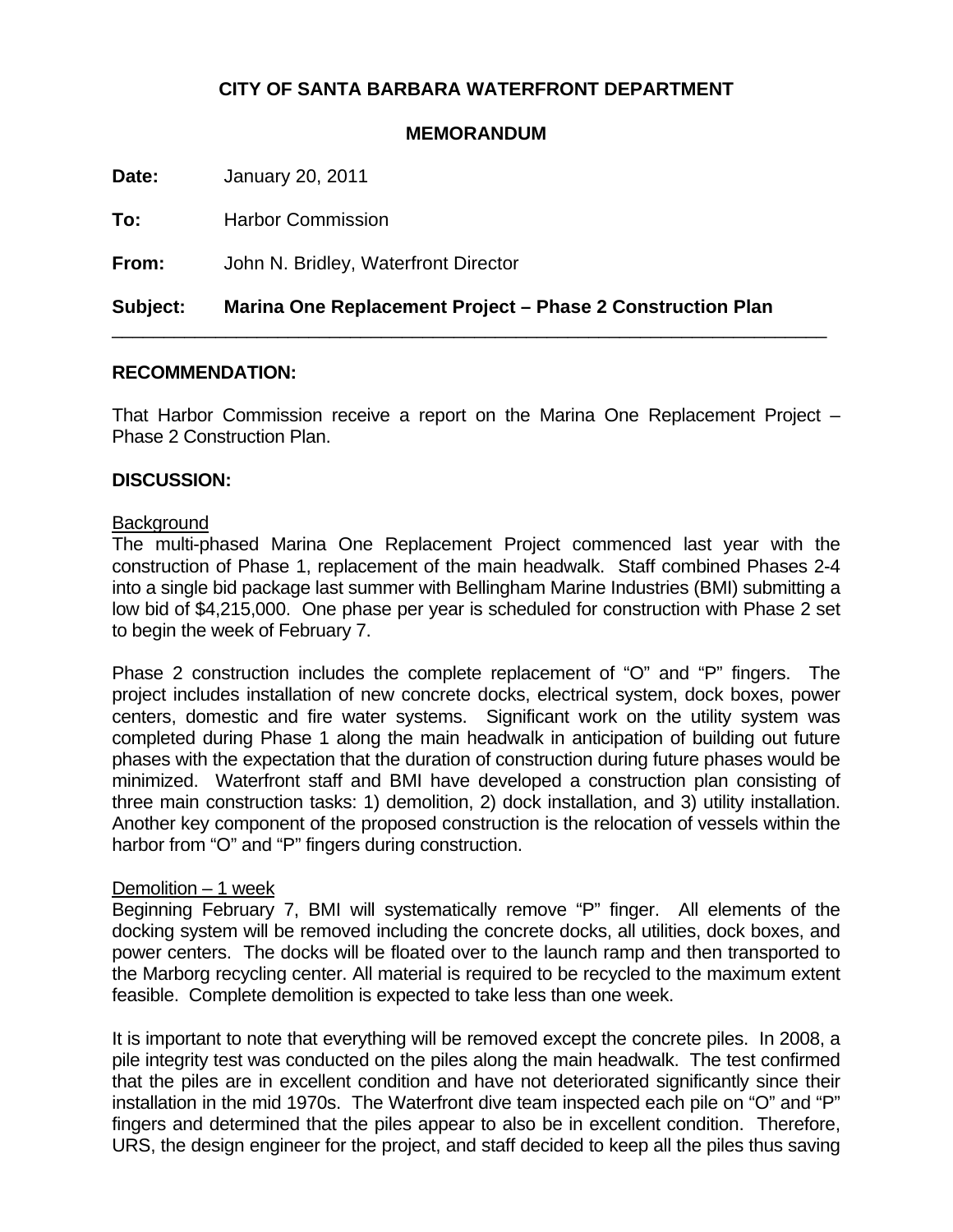**CITY OF SANTA BARBARA WATERFRONT DEPARTMENT**

**MEMORANDUM**

**Date:** January 20, 2011

**To:** Harbor Commission

**From:** John N. Bridley, Waterfront Director

**Subject: Marina One Replacement Project – Phase 2 Construction Plan**

---

**RECOMMENDATION:**

That Harbor Commission receive a report on the Marina One Replacement Project – Phase 2 Construction Plan.

**DISCUSSION:**

Background

The multi-phased Marina One Replacement Project commenced last year with the construction of Phase 1, replacement of the main headwalk. Staff combined Phases 2-4 into a single bid package last summer with Bellingham Marine Industries (BMI) submitting a low bid of $4,215,000. One phase per year is scheduled for construction with Phase 2 set to begin the week of February 7.

Phase 2 construction includes the complete replacement of "O" and "P" fingers. The project includes installation of new concrete docks, electrical system, dock boxes, power centers, domestic and fire water systems. Significant work on the utility system was completed during Phase 1 along the main headwalk in anticipation of building out future phases with the expectation that the duration of construction during future phases would be minimized. Waterfront staff and BMI have developed a construction plan consisting of three main construction tasks: 1) demolition, 2) dock installation, and 3) utility installation. Another key component of the proposed construction is the relocation of vessels within the harbor from "O" and "P" fingers during construction.

Demolition – 1 week

Beginning February 7, BMI will systematically remove "P" finger. All elements of the docking system will be removed including the concrete docks, all utilities, dock boxes, and power centers. The docks will be floated over to the launch ramp and then transported to the Marborg recycling center. All material is required to be recycled to the maximum extent feasible. Complete demolition is expected to take less than one week.

It is important to note that everything will be removed except the concrete piles. In 2008, a pile integrity test was conducted on the piles along the main headwalk. The test confirmed that the piles are in excellent condition and have not deteriorated significantly since their installation in the mid 1970s. The Waterfront dive team inspected each pile on "O" and "P" fingers and determined that the piles appear to also be in excellent condition. Therefore, URS, the design engineer for the project, and staff decided to keep all the piles thus saving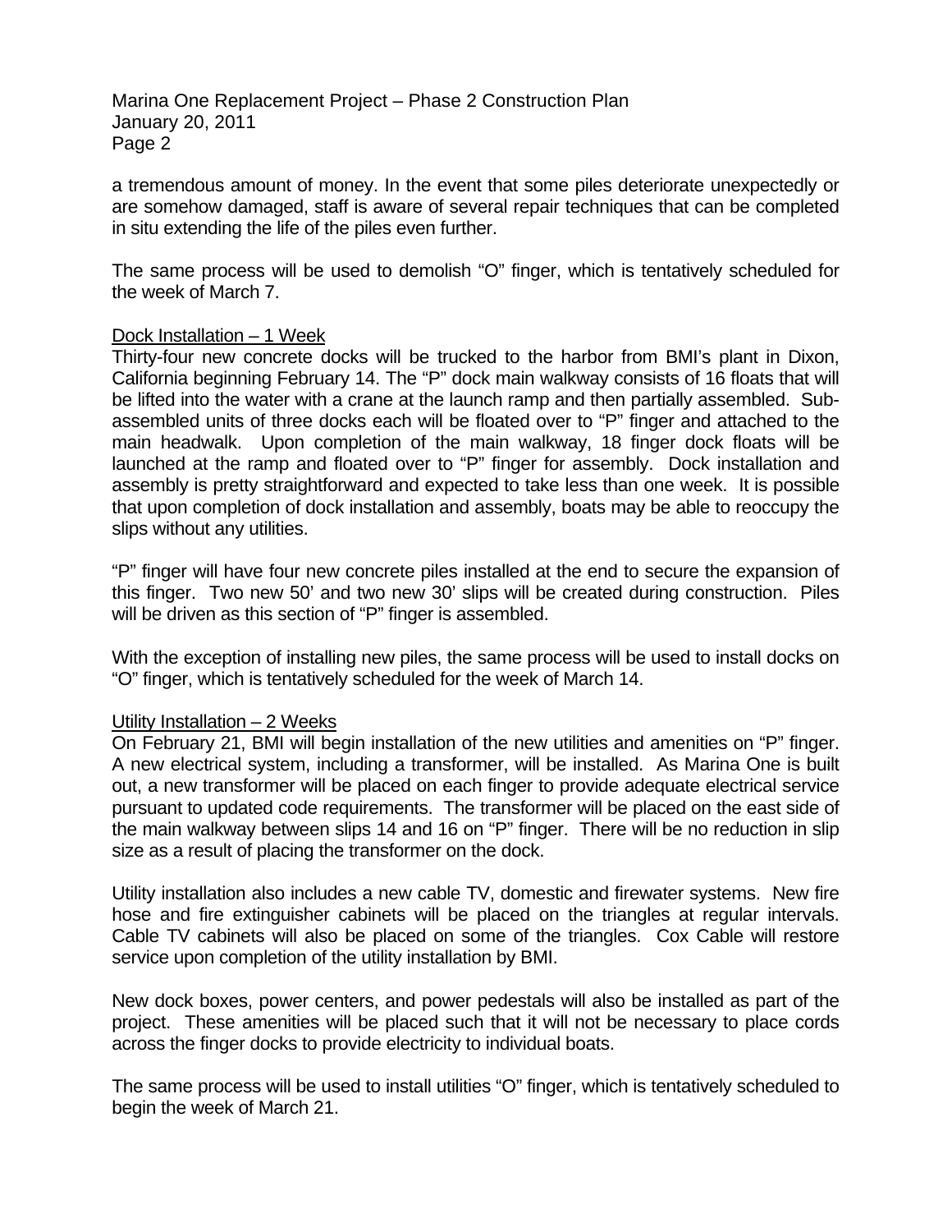a tremendous amount of money. In the event that some piles deteriorate unexpectedly or are somehow damaged, staff is aware of several repair techniques that can be completed in situ extending the life of the piles even further.

The same process will be used to demolish "O" finger, which is tentatively scheduled for the week of March 7.

<u>Dock Installation – 1 Week</u>

Thirty-four new concrete docks will be trucked to the harbor from BMI's plant in Dixon, California beginning February 14. The "P" dock main walkway consists of 16 floats that will be lifted into the water with a crane at the launch ramp and then partially assembled. Sub-assembled units of three docks each will be floated over to "P" finger and attached to the main headwalk. Upon completion of the main walkway, 18 finger dock floats will be launched at the ramp and floated over to "P" finger for assembly. Dock installation and assembly is pretty straightforward and expected to take less than one week. It is possible that upon completion of dock installation and assembly, boats may be able to reoccupy the slips without any utilities.

"P" finger will have four new concrete piles installed at the end to secure the expansion of this finger. Two new 50' and two new 30' slips will be created during construction. Piles will be driven as this section of "P" finger is assembled.

With the exception of installing new piles, the same process will be used to install docks on "O" finger, which is tentatively scheduled for the week of March 14.

<u>Utility Installation – 2 Weeks</u>

On February 21, BMI will begin installation of the new utilities and amenities on "P" finger. A new electrical system, including a transformer, will be installed. As Marina One is built out, a new transformer will be placed on each finger to provide adequate electrical service pursuant to updated code requirements. The transformer will be placed on the east side of the main walkway between slips 14 and 16 on "P" finger. There will be no reduction in slip size as a result of placing the transformer on the dock.

Utility installation also includes a new cable TV, domestic and firewater systems. New fire hose and fire extinguisher cabinets will be placed on the triangles at regular intervals. Cable TV cabinets will also be placed on some of the triangles. Cox Cable will restore service upon completion of the utility installation by BMI.

New dock boxes, power centers, and power pedestals will also be installed as part of the project. These amenities will be placed such that it will not be necessary to place cords across the finger docks to provide electricity to individual boats.

The same process will be used to install utilities "O" finger, which is tentatively scheduled to begin the week of March 21.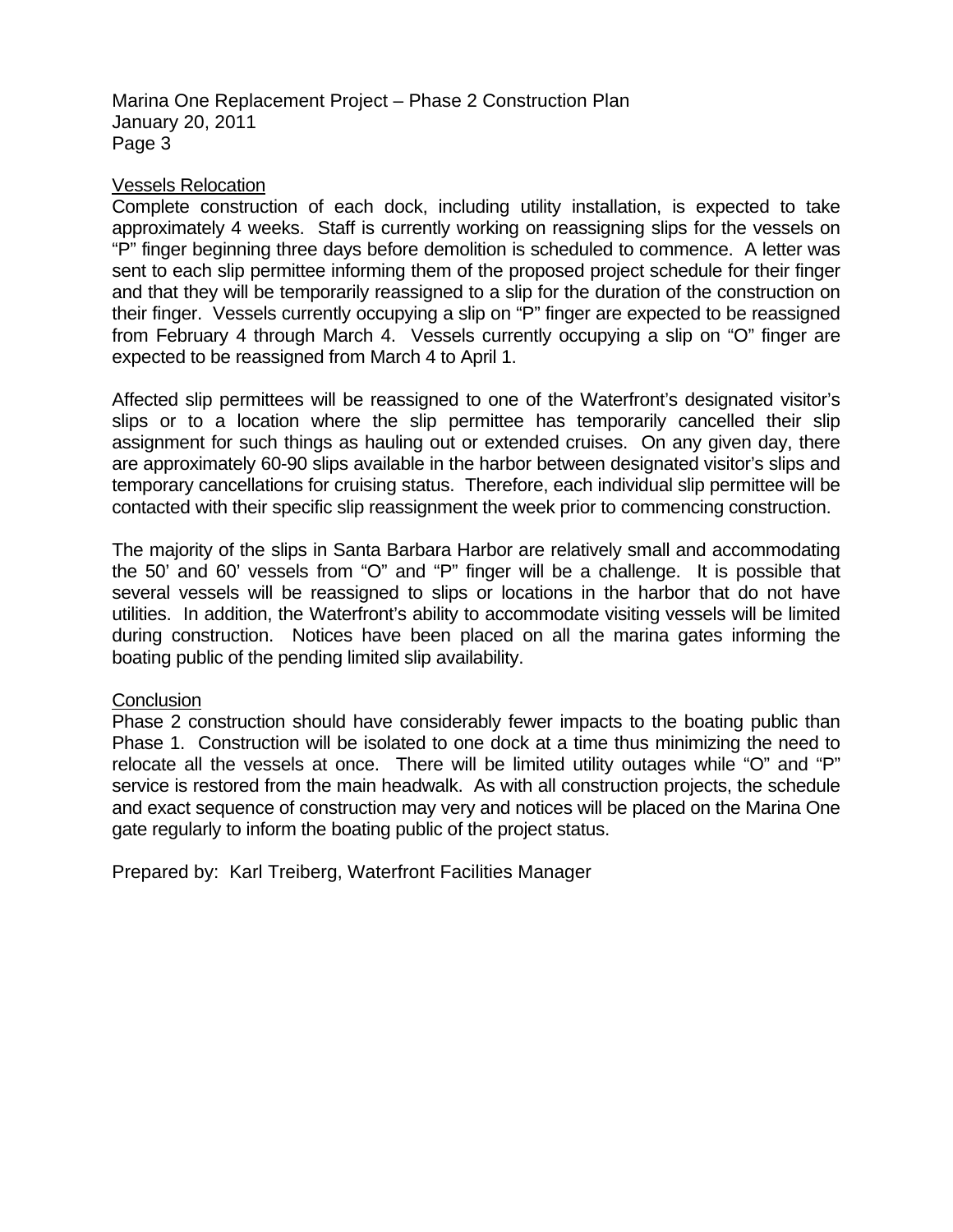Vessels Relocation

Complete construction of each dock, including utility installation, is expected to take approximately 4 weeks. Staff is currently working on reassigning slips for the vessels on “P” finger beginning three days before demolition is scheduled to commence. A letter was sent to each slip permittee informing them of the proposed project schedule for their finger and that they will be temporarily reassigned to a slip for the duration of the construction on their finger. Vessels currently occupying a slip on “P” finger are expected to be reassigned from February 4 through March 4. Vessels currently occupying a slip on “O” finger are expected to be reassigned from March 4 to April 1.

Affected slip permittees will be reassigned to one of the Waterfront’s designated visitor’s slips or to a location where the slip permittee has temporarily cancelled their slip assignment for such things as hauling out or extended cruises. On any given day, there are approximately 60-90 slips available in the harbor between designated visitor’s slips and temporary cancellations for cruising status. Therefore, each individual slip permittee will be contacted with their specific slip reassignment the week prior to commencing construction.

The majority of the slips in Santa Barbara Harbor are relatively small and accommodating the 50’ and 60’ vessels from “O” and “P” finger will be a challenge. It is possible that several vessels will be reassigned to slips or locations in the harbor that do not have utilities. In addition, the Waterfront’s ability to accommodate visiting vessels will be limited during construction. Notices have been placed on all the marina gates informing the boating public of the pending limited slip availability.

Conclusion

Phase 2 construction should have considerably fewer impacts to the boating public than Phase 1. Construction will be isolated to one dock at a time thus minimizing the need to relocate all the vessels at once. There will be limited utility outages while “O” and “P” service is restored from the main headwalk. As with all construction projects, the schedule and exact sequence of construction may very and notices will be placed on the Marina One gate regularly to inform the boating public of the project status.

Prepared by: Karl Treiberg, Waterfront Facilities Manager